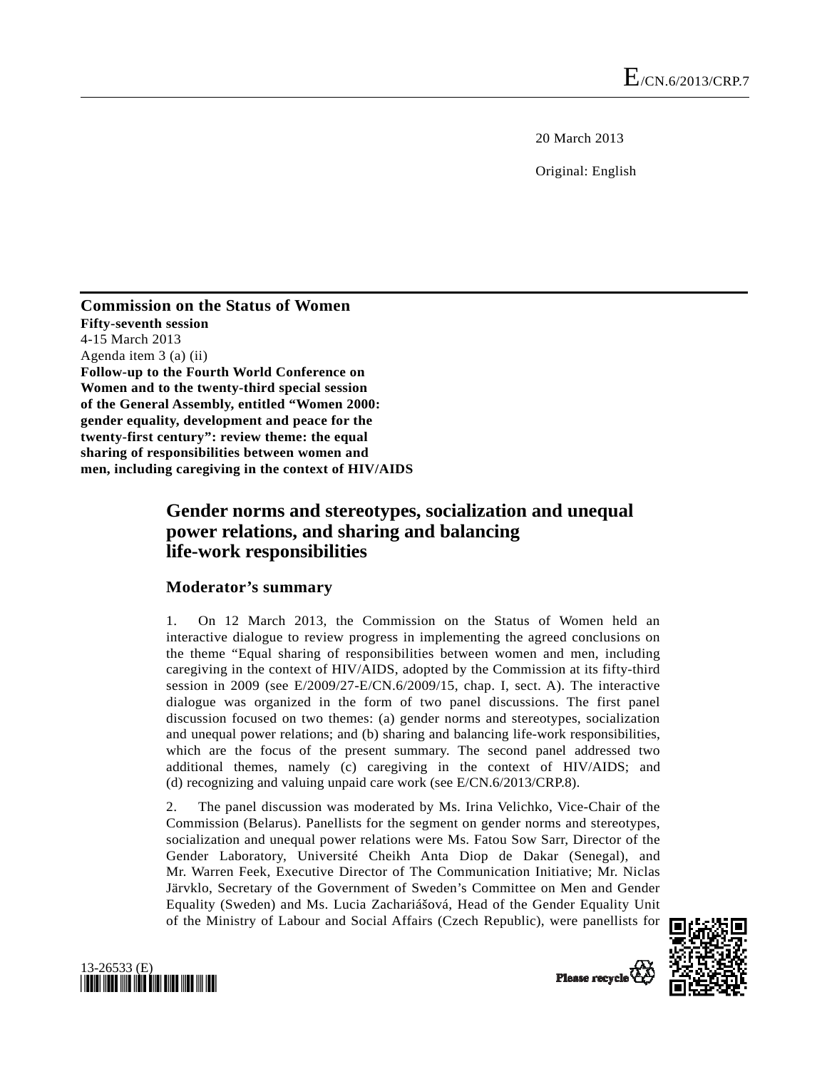E/CN.6/2013/CRP.7

20 March 2013

Original: English

**Commission on the Status of Women**
**Fifty-seventh session**
4-15 March 2013
Agenda item 3 (a) (ii)
**Follow-up to the Fourth World Conference on Women and to the twenty-third special session of the General Assembly, entitled "Women 2000: gender equality, development and peace for the twenty-first century": review theme: the equal sharing of responsibilities between women and men, including caregiving in the context of HIV/AIDS**

# Gender norms and stereotypes, socialization and unequal power relations, and sharing and balancing life-work responsibilities

## Moderator's summary

1. On 12 March 2013, the Commission on the Status of Women held an interactive dialogue to review progress in implementing the agreed conclusions on the theme "Equal sharing of responsibilities between women and men, including caregiving in the context of HIV/AIDS, adopted by the Commission at its fifty-third session in 2009 (see E/2009/27-E/CN.6/2009/15, chap. I, sect. A). The interactive dialogue was organized in the form of two panel discussions. The first panel discussion focused on two themes: (a) gender norms and stereotypes, socialization and unequal power relations; and (b) sharing and balancing life-work responsibilities, which are the focus of the present summary. The second panel addressed two additional themes, namely (c) caregiving in the context of HIV/AIDS; and (d) recognizing and valuing unpaid care work (see E/CN.6/2013/CRP.8).

2. The panel discussion was moderated by Ms. Irina Velichko, Vice-Chair of the Commission (Belarus). Panellists for the segment on gender norms and stereotypes, socialization and unequal power relations were Ms. Fatou Sow Sarr, Director of the Gender Laboratory, Université Cheikh Anta Diop de Dakar (Senegal), and Mr. Warren Feek, Executive Director of The Communication Initiative; Mr. Niclas Järvklo, Secretary of the Government of Sweden's Committee on Men and Gender Equality (Sweden) and Ms. Lucia Zachariášová, Head of the Gender Equality Unit of the Ministry of Labour and Social Affairs (Czech Republic), were panellists for

13-26533 (E)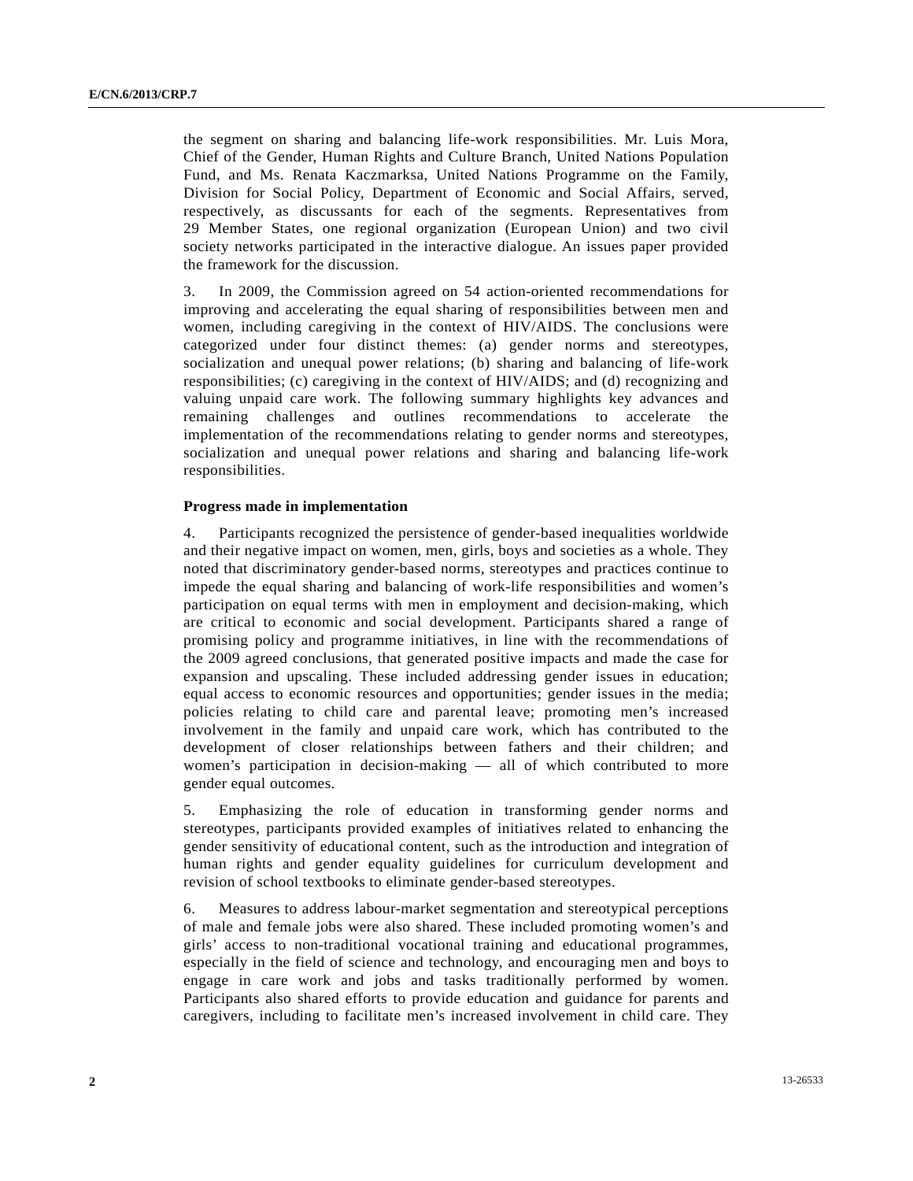the segment on sharing and balancing life-work responsibilities. Mr. Luis Mora, Chief of the Gender, Human Rights and Culture Branch, United Nations Population Fund, and Ms. Renata Kaczmarksa, United Nations Programme on the Family, Division for Social Policy, Department of Economic and Social Affairs, served, respectively, as discussants for each of the segments. Representatives from 29 Member States, one regional organization (European Union) and two civil society networks participated in the interactive dialogue. An issues paper provided the framework for the discussion.

3. In 2009, the Commission agreed on 54 action-oriented recommendations for improving and accelerating the equal sharing of responsibilities between men and women, including caregiving in the context of HIV/AIDS. The conclusions were categorized under four distinct themes: (a) gender norms and stereotypes, socialization and unequal power relations; (b) sharing and balancing of life-work responsibilities; (c) caregiving in the context of HIV/AIDS; and (d) recognizing and valuing unpaid care work. The following summary highlights key advances and remaining challenges and outlines recommendations to accelerate the implementation of the recommendations relating to gender norms and stereotypes, socialization and unequal power relations and sharing and balancing life-work responsibilities.

**Progress made in implementation**

4. Participants recognized the persistence of gender-based inequalities worldwide and their negative impact on women, men, girls, boys and societies as a whole. They noted that discriminatory gender-based norms, stereotypes and practices continue to impede the equal sharing and balancing of work-life responsibilities and women's participation on equal terms with men in employment and decision-making, which are critical to economic and social development. Participants shared a range of promising policy and programme initiatives, in line with the recommendations of the 2009 agreed conclusions, that generated positive impacts and made the case for expansion and upscaling. These included addressing gender issues in education; equal access to economic resources and opportunities; gender issues in the media; policies relating to child care and parental leave; promoting men's increased involvement in the family and unpaid care work, which has contributed to the development of closer relationships between fathers and their children; and women's participation in decision-making — all of which contributed to more gender equal outcomes.

5. Emphasizing the role of education in transforming gender norms and stereotypes, participants provided examples of initiatives related to enhancing the gender sensitivity of educational content, such as the introduction and integration of human rights and gender equality guidelines for curriculum development and revision of school textbooks to eliminate gender-based stereotypes.

6. Measures to address labour-market segmentation and stereotypical perceptions of male and female jobs were also shared. These included promoting women's and girls' access to non-traditional vocational training and educational programmes, especially in the field of science and technology, and encouraging men and boys to engage in care work and jobs and tasks traditionally performed by women. Participants also shared efforts to provide education and guidance for parents and caregivers, including to facilitate men's increased involvement in child care. They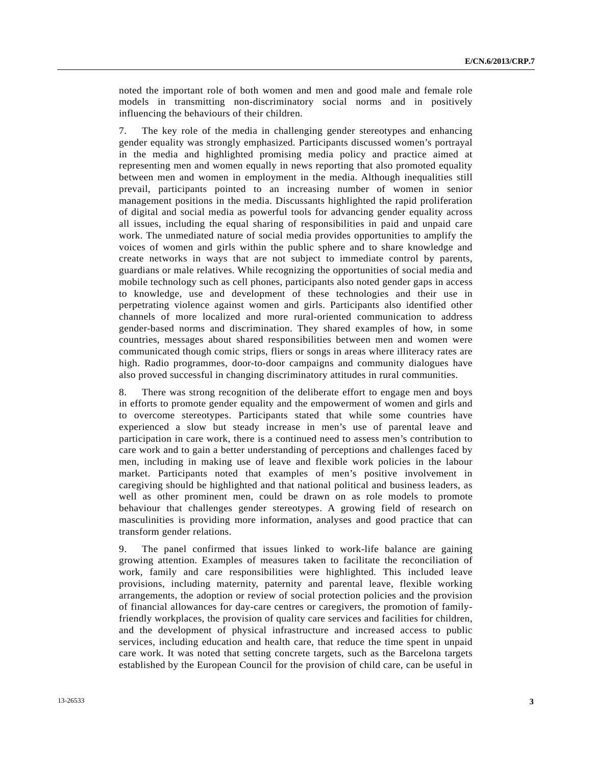noted the important role of both women and men and good male and female role models in transmitting non-discriminatory social norms and in positively influencing the behaviours of their children.

7. The key role of the media in challenging gender stereotypes and enhancing gender equality was strongly emphasized. Participants discussed women's portrayal in the media and highlighted promising media policy and practice aimed at representing men and women equally in news reporting that also promoted equality between men and women in employment in the media. Although inequalities still prevail, participants pointed to an increasing number of women in senior management positions in the media. Discussants highlighted the rapid proliferation of digital and social media as powerful tools for advancing gender equality across all issues, including the equal sharing of responsibilities in paid and unpaid care work. The unmediated nature of social media provides opportunities to amplify the voices of women and girls within the public sphere and to share knowledge and create networks in ways that are not subject to immediate control by parents, guardians or male relatives. While recognizing the opportunities of social media and mobile technology such as cell phones, participants also noted gender gaps in access to knowledge, use and development of these technologies and their use in perpetrating violence against women and girls. Participants also identified other channels of more localized and more rural-oriented communication to address gender-based norms and discrimination. They shared examples of how, in some countries, messages about shared responsibilities between men and women were communicated though comic strips, fliers or songs in areas where illiteracy rates are high. Radio programmes, door-to-door campaigns and community dialogues have also proved successful in changing discriminatory attitudes in rural communities.

8. There was strong recognition of the deliberate effort to engage men and boys in efforts to promote gender equality and the empowerment of women and girls and to overcome stereotypes. Participants stated that while some countries have experienced a slow but steady increase in men's use of parental leave and participation in care work, there is a continued need to assess men's contribution to care work and to gain a better understanding of perceptions and challenges faced by men, including in making use of leave and flexible work policies in the labour market. Participants noted that examples of men's positive involvement in caregiving should be highlighted and that national political and business leaders, as well as other prominent men, could be drawn on as role models to promote behaviour that challenges gender stereotypes. A growing field of research on masculinities is providing more information, analyses and good practice that can transform gender relations.

9. The panel confirmed that issues linked to work-life balance are gaining growing attention. Examples of measures taken to facilitate the reconciliation of work, family and care responsibilities were highlighted. This included leave provisions, including maternity, paternity and parental leave, flexible working arrangements, the adoption or review of social protection policies and the provision of financial allowances for day-care centres or caregivers, the promotion of family-friendly workplaces, the provision of quality care services and facilities for children, and the development of physical infrastructure and increased access to public services, including education and health care, that reduce the time spent in unpaid care work. It was noted that setting concrete targets, such as the Barcelona targets established by the European Council for the provision of child care, can be useful in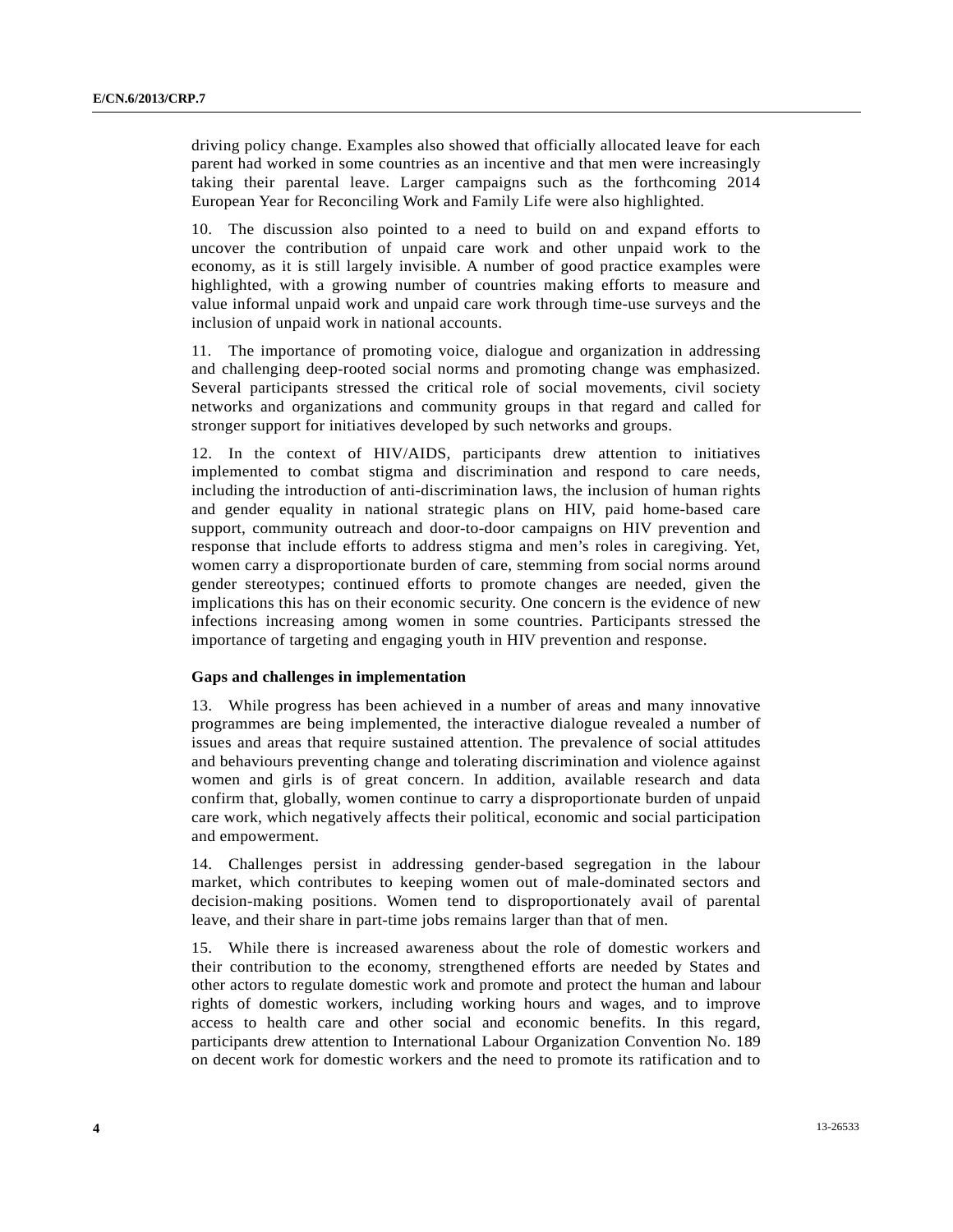driving policy change. Examples also showed that officially allocated leave for each parent had worked in some countries as an incentive and that men were increasingly taking their parental leave. Larger campaigns such as the forthcoming 2014 European Year for Reconciling Work and Family Life were also highlighted.

10. The discussion also pointed to a need to build on and expand efforts to uncover the contribution of unpaid care work and other unpaid work to the economy, as it is still largely invisible. A number of good practice examples were highlighted, with a growing number of countries making efforts to measure and value informal unpaid work and unpaid care work through time-use surveys and the inclusion of unpaid work in national accounts.

11. The importance of promoting voice, dialogue and organization in addressing and challenging deep-rooted social norms and promoting change was emphasized. Several participants stressed the critical role of social movements, civil society networks and organizations and community groups in that regard and called for stronger support for initiatives developed by such networks and groups.

12. In the context of HIV/AIDS, participants drew attention to initiatives implemented to combat stigma and discrimination and respond to care needs, including the introduction of anti-discrimination laws, the inclusion of human rights and gender equality in national strategic plans on HIV, paid home-based care support, community outreach and door-to-door campaigns on HIV prevention and response that include efforts to address stigma and men's roles in caregiving. Yet, women carry a disproportionate burden of care, stemming from social norms around gender stereotypes; continued efforts to promote changes are needed, given the implications this has on their economic security. One concern is the evidence of new infections increasing among women in some countries. Participants stressed the importance of targeting and engaging youth in HIV prevention and response.

### Gaps and challenges in implementation

13. While progress has been achieved in a number of areas and many innovative programmes are being implemented, the interactive dialogue revealed a number of issues and areas that require sustained attention. The prevalence of social attitudes and behaviours preventing change and tolerating discrimination and violence against women and girls is of great concern. In addition, available research and data confirm that, globally, women continue to carry a disproportionate burden of unpaid care work, which negatively affects their political, economic and social participation and empowerment.

14. Challenges persist in addressing gender-based segregation in the labour market, which contributes to keeping women out of male-dominated sectors and decision-making positions. Women tend to disproportionately avail of parental leave, and their share in part-time jobs remains larger than that of men.

15. While there is increased awareness about the role of domestic workers and their contribution to the economy, strengthened efforts are needed by States and other actors to regulate domestic work and promote and protect the human and labour rights of domestic workers, including working hours and wages, and to improve access to health care and other social and economic benefits. In this regard, participants drew attention to International Labour Organization Convention No. 189 on decent work for domestic workers and the need to promote its ratification and to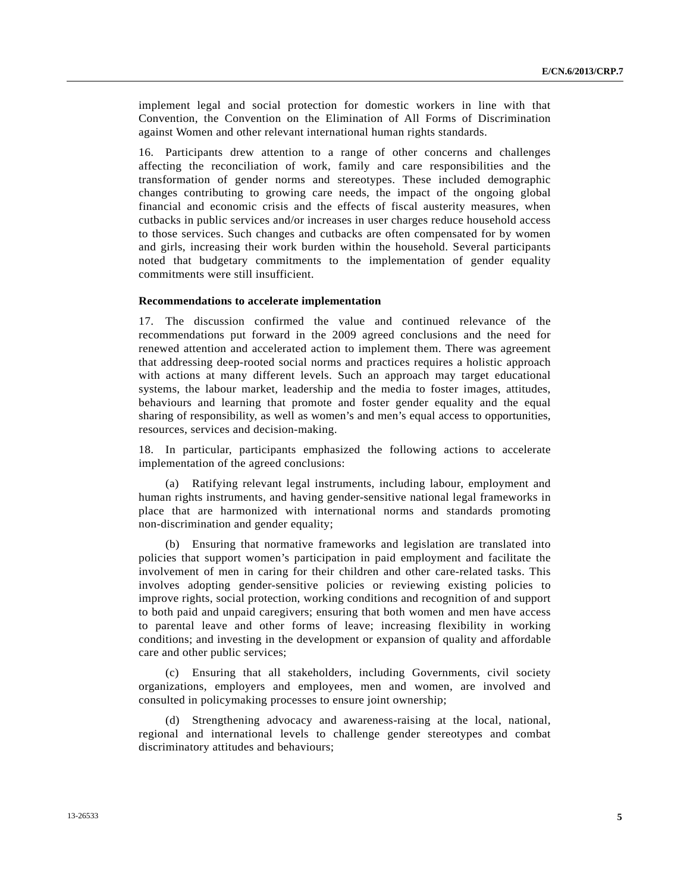implement legal and social protection for domestic workers in line with that Convention, the Convention on the Elimination of All Forms of Discrimination against Women and other relevant international human rights standards.

16. Participants drew attention to a range of other concerns and challenges affecting the reconciliation of work, family and care responsibilities and the transformation of gender norms and stereotypes. These included demographic changes contributing to growing care needs, the impact of the ongoing global financial and economic crisis and the effects of fiscal austerity measures, when cutbacks in public services and/or increases in user charges reduce household access to those services. Such changes and cutbacks are often compensated for by women and girls, increasing their work burden within the household. Several participants noted that budgetary commitments to the implementation of gender equality commitments were still insufficient.

**Recommendations to accelerate implementation**

17. The discussion confirmed the value and continued relevance of the recommendations put forward in the 2009 agreed conclusions and the need for renewed attention and accelerated action to implement them. There was agreement that addressing deep-rooted social norms and practices requires a holistic approach with actions at many different levels. Such an approach may target educational systems, the labour market, leadership and the media to foster images, attitudes, behaviours and learning that promote and foster gender equality and the equal sharing of responsibility, as well as women's and men's equal access to opportunities, resources, services and decision-making.

18. In particular, participants emphasized the following actions to accelerate implementation of the agreed conclusions:

(a) Ratifying relevant legal instruments, including labour, employment and human rights instruments, and having gender-sensitive national legal frameworks in place that are harmonized with international norms and standards promoting non-discrimination and gender equality;

(b) Ensuring that normative frameworks and legislation are translated into policies that support women's participation in paid employment and facilitate the involvement of men in caring for their children and other care-related tasks. This involves adopting gender-sensitive policies or reviewing existing policies to improve rights, social protection, working conditions and recognition of and support to both paid and unpaid caregivers; ensuring that both women and men have access to parental leave and other forms of leave; increasing flexibility in working conditions; and investing in the development or expansion of quality and affordable care and other public services;

(c) Ensuring that all stakeholders, including Governments, civil society organizations, employers and employees, men and women, are involved and consulted in policymaking processes to ensure joint ownership;

(d) Strengthening advocacy and awareness-raising at the local, national, regional and international levels to challenge gender stereotypes and combat discriminatory attitudes and behaviours;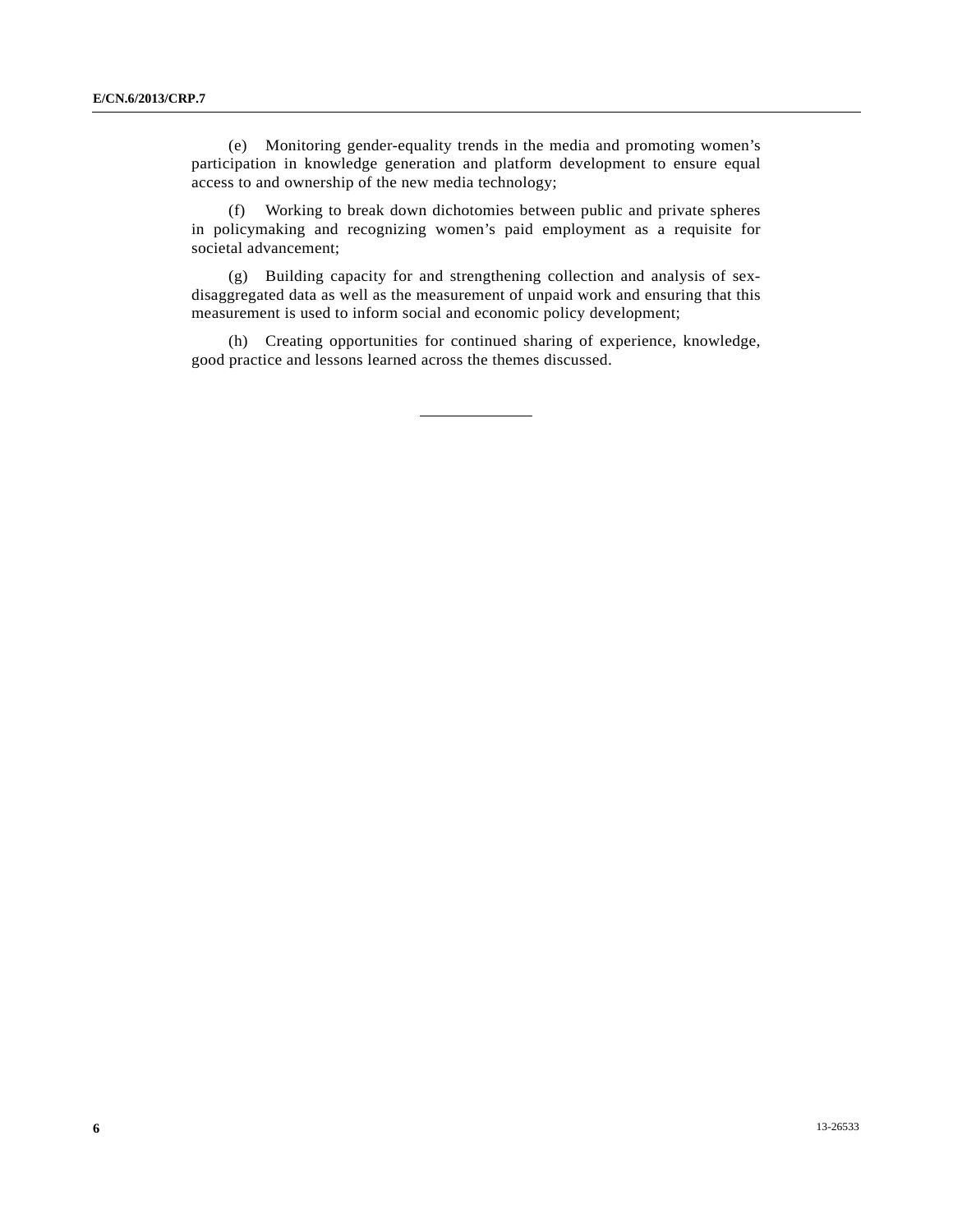(e) Monitoring gender-equality trends in the media and promoting women's participation in knowledge generation and platform development to ensure equal access to and ownership of the new media technology;

(f) Working to break down dichotomies between public and private spheres in policymaking and recognizing women's paid employment as a requisite for societal advancement;

(g) Building capacity for and strengthening collection and analysis of sex-disaggregated data as well as the measurement of unpaid work and ensuring that this measurement is used to inform social and economic policy development;

(h) Creating opportunities for continued sharing of experience, knowledge, good practice and lessons learned across the themes discussed.